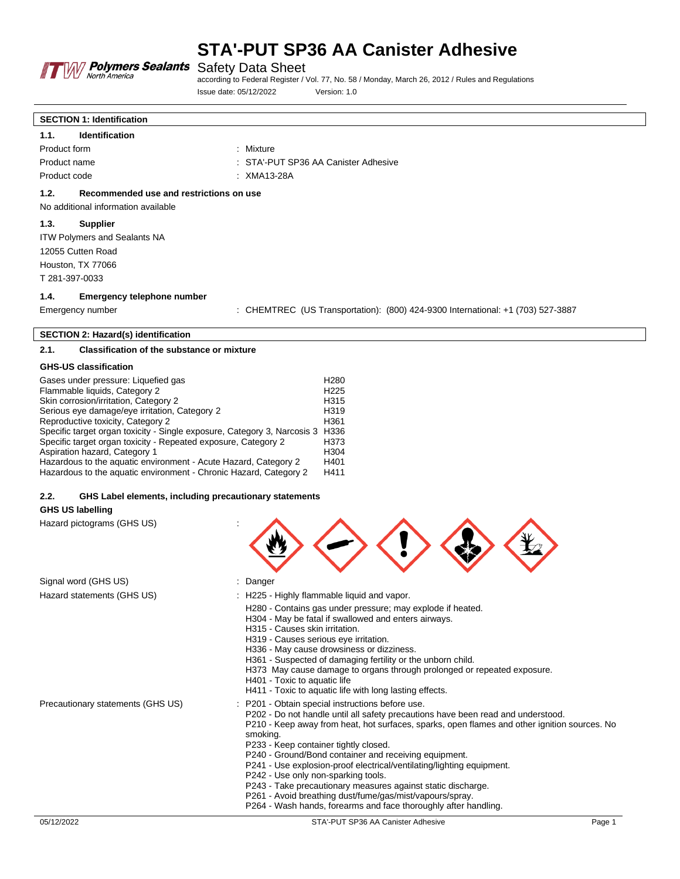# STA'-PUT SP36 AA Canister Adhesive

Safety Data Sheet

according to Federal Register / Vol. 77, No. 58 / Monday, March 26, 2012 / Rules and Regulations

Issue date: 05/12/2022 Version: 1.0

## SECTION 1: Identification

### 1.1. Identification

Product form : Mixture

Product name : STA'-PUT SP36 AA Canister Adhesive

Product code : XMA13-28A

### 1.2. Recommended use and restrictions on use

No additional information available

### 1.3. Supplier

ITW Polymers and Sealants NA

12055 Cutten Road

Houston, TX 77066

T 281-397-0033

### 1.4. Emergency telephone number

Emergency number : CHEMTREC (US Transportation): (800) 424-9300 International: +1 (703) 527-3887

## SECTION 2: Hazard(s) identification

### 2.1. Classification of the substance or mixture

**GHS-US classification**

| | |
|---|---|
| Gases under pressure: Liquefied gas | H280 |
| Flammable liquids, Category 2 | H225 |
| Skin corrosion/irritation, Category 2 | H315 |
| Serious eye damage/eye irritation, Category 2 | H319 |
| Reproductive toxicity, Category 2 | H361 |
| Specific target organ toxicity - Single exposure, Category 3, Narcosis 3 | H336 |
| Specific target organ toxicity - Repeated exposure, Category 2 | H373 |
| Aspiration hazard, Category 1 | H304 |
| Hazardous to the aquatic environment - Acute Hazard, Category 2 | H401 |
| Hazardous to the aquatic environment - Chronic Hazard, Category 2 | H411 |

### 2.2. GHS Label elements, including precautionary statements

**GHS US labelling**

Hazard pictograms (GHS US) :

Signal word (GHS US) : Danger

Hazard statements (GHS US) :
H225 - Highly flammable liquid and vapor.
H280 - Contains gas under pressure; may explode if heated.
H304 - May be fatal if swallowed and enters airways.
H315 - Causes skin irritation.
H319 - Causes serious eye irritation.
H336 - May cause drowsiness or dizziness.
H361 - Suspected of damaging fertility or the unborn child.
H373 May cause damage to organs through prolonged or repeated exposure.
H401 - Toxic to aquatic life
H411 - Toxic to aquatic life with long lasting effects.

Precautionary statements (GHS US) :
P201 - Obtain special instructions before use.
P202 - Do not handle until all safety precautions have been read and understood.
P210 - Keep away from heat, hot surfaces, sparks, open flames and other ignition sources. No smoking.
P233 - Keep container tightly closed.
P240 - Ground/Bond container and receiving equipment.
P241 - Use explosion-proof electrical/ventilating/lighting equipment.
P242 - Use only non-sparking tools.
P243 - Take precautionary measures against static discharge.
P261 - Avoid breathing dust/fume/gas/mist/vapours/spray.
P264 - Wash hands, forearms and face thoroughly after handling.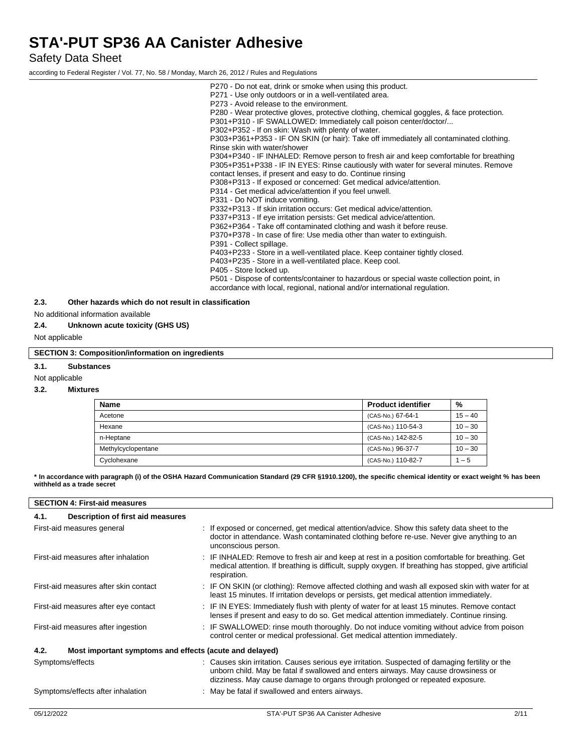P270 - Do not eat, drink or smoke when using this product.
P271 - Use only outdoors or in a well-ventilated area.
P273 - Avoid release to the environment.
P280 - Wear protective gloves, protective clothing, chemical goggles, & face protection.
P301+P310 - IF SWALLOWED: Immediately call poison center/doctor/...
P302+P352 - If on skin: Wash with plenty of water.
P303+P361+P353 - IF ON SKIN (or hair): Take off immediately all contaminated clothing. Rinse skin with water/shower
P304+P340 - IF INHALED: Remove person to fresh air and keep comfortable for breathing
P305+P351+P338 - IF IN EYES: Rinse cautiously with water for several minutes. Remove contact lenses, if present and easy to do. Continue rinsing
P308+P313 - If exposed or concerned: Get medical advice/attention.
P314 - Get medical advice/attention if you feel unwell.
P331 - Do NOT induce vomiting.
P332+P313 - If skin irritation occurs: Get medical advice/attention.
P337+P313 - If eye irritation persists: Get medical advice/attention.
P362+P364 - Take off contaminated clothing and wash it before reuse.
P370+P378 - In case of fire: Use media other than water to extinguish.
P391 - Collect spillage.
P403+P233 - Store in a well-ventilated place. Keep container tightly closed.
P403+P235 - Store in a well-ventilated place. Keep cool.
P405 - Store locked up.
P501 - Dispose of contents/container to hazardous or special waste collection point, in accordance with local, regional, national and/or international regulation.

### 2.3. Other hazards which do not result in classification

No additional information available

### 2.4. Unknown acute toxicity (GHS US)

Not applicable

## SECTION 3: Composition/information on ingredients

### 3.1. Substances

Not applicable

### 3.2. Mixtures

| Name | Product identifier | % |
|---|---|---|
| Acetone | (CAS-No.) 67-64-1 | 15 – 40 |
| Hexane | (CAS-No.) 110-54-3 | 10 – 30 |
| n-Heptane | (CAS-No.) 142-82-5 | 10 – 30 |
| Methylcyclopentane | (CAS-No.) 96-37-7 | 10 – 30 |
| Cyclohexane | (CAS-No.) 110-82-7 | 1 – 5 |

**\* In accordance with paragraph (i) of the OSHA Hazard Communication Standard (29 CFR §1910.1200), the specific chemical identity or exact weight % has been withheld as a trade secret**

## SECTION 4: First-aid measures

### 4.1. Description of first aid measures

First-aid measures general : If exposed or concerned, get medical attention/advice. Show this safety data sheet to the doctor in attendance. Wash contaminated clothing before re-use. Never give anything to an unconscious person.

First-aid measures after inhalation : IF INHALED: Remove to fresh air and keep at rest in a position comfortable for breathing. Get medical attention. If breathing is difficult, supply oxygen. If breathing has stopped, give artificial respiration.

First-aid measures after skin contact : IF ON SKIN (or clothing): Remove affected clothing and wash all exposed skin with water for at least 15 minutes. If irritation develops or persists, get medical attention immediately.

First-aid measures after eye contact : IF IN EYES: Immediately flush with plenty of water for at least 15 minutes. Remove contact lenses if present and easy to do so. Get medical attention immediately. Continue rinsing.

First-aid measures after ingestion : IF SWALLOWED: rinse mouth thoroughly. Do not induce vomiting without advice from poison control center or medical professional. Get medical attention immediately.

### 4.2. Most important symptoms and effects (acute and delayed)

Symptoms/effects : Causes skin irritation. Causes serious eye irritation. Suspected of damaging fertility or the unborn child. May be fatal if swallowed and enters airways. May cause drowsiness or dizziness. May cause damage to organs through prolonged or repeated exposure.

Symptoms/effects after inhalation : May be fatal if swallowed and enters airways.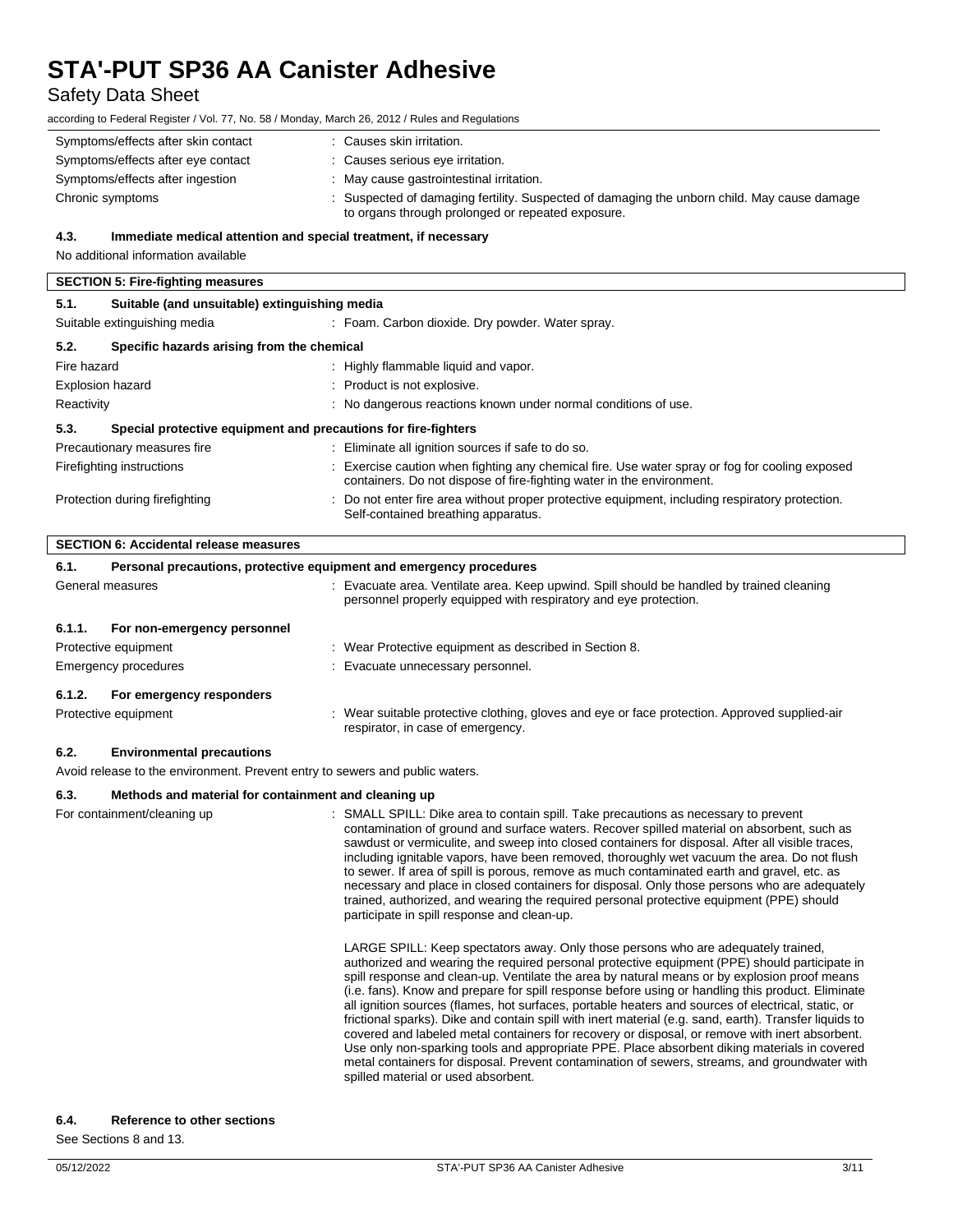| | |
|---|---|
| Symptoms/effects after skin contact | : Causes skin irritation. |
| Symptoms/effects after eye contact | : Causes serious eye irritation. |
| Symptoms/effects after ingestion | : May cause gastrointestinal irritation. |
| Chronic symptoms | : Suspected of damaging fertility. Suspected of damaging the unborn child. May cause damage to organs through prolonged or repeated exposure. |

### 4.3. Immediate medical attention and special treatment, if necessary

No additional information available

## SECTION 5: Fire-fighting measures

### 5.1. Suitable (and unsuitable) extinguishing media

| | |
|---|---|
| Suitable extinguishing media | : Foam. Carbon dioxide. Dry powder. Water spray. |

### 5.2. Specific hazards arising from the chemical

| | |
|---|---|
| Fire hazard | : Highly flammable liquid and vapor. |
| Explosion hazard | : Product is not explosive. |
| Reactivity | : No dangerous reactions known under normal conditions of use. |

### 5.3. Special protective equipment and precautions for fire-fighters

| | |
|---|---|
| Precautionary measures fire | : Eliminate all ignition sources if safe to do so. |
| Firefighting instructions | : Exercise caution when fighting any chemical fire. Use water spray or fog for cooling exposed containers. Do not dispose of fire-fighting water in the environment. |
| Protection during firefighting | : Do not enter fire area without proper protective equipment, including respiratory protection. Self-contained breathing apparatus. |

## SECTION 6: Accidental release measures

### 6.1. Personal precautions, protective equipment and emergency procedures

| | |
|---|---|
| General measures | : Evacuate area. Ventilate area. Keep upwind. Spill should be handled by trained cleaning personnel properly equipped with respiratory and eye protection. |

#### 6.1.1. For non-emergency personnel

| | |
|---|---|
| Protective equipment | : Wear Protective equipment as described in Section 8. |
| Emergency procedures | : Evacuate unnecessary personnel. |

#### 6.1.2. For emergency responders

| | |
|---|---|
| Protective equipment | : Wear suitable protective clothing, gloves and eye or face protection. Approved supplied-air respirator, in case of emergency. |

### 6.2. Environmental precautions

Avoid release to the environment. Prevent entry to sewers and public waters.

### 6.3. Methods and material for containment and cleaning up

For containment/cleaning up : SMALL SPILL: Dike area to contain spill. Take precautions as necessary to prevent contamination of ground and surface waters. Recover spilled material on absorbent, such as sawdust or vermiculite, and sweep into closed containers for disposal. After all visible traces, including ignitable vapors, have been removed, thoroughly wet vacuum the area. Do not flush to sewer. If area of spill is porous, remove as much contaminated earth and gravel, etc. as necessary and place in closed containers for disposal. Only those persons who are adequately trained, authorized, and wearing the required personal protective equipment (PPE) should participate in spill response and clean-up.

LARGE SPILL: Keep spectators away. Only those persons who are adequately trained, authorized and wearing the required personal protective equipment (PPE) should participate in spill response and clean-up. Ventilate the area by natural means or by explosion proof means (i.e. fans). Know and prepare for spill response before using or handling this product. Eliminate all ignition sources (flames, hot surfaces, portable heaters and sources of electrical, static, or frictional sparks). Dike and contain spill with inert material (e.g. sand, earth). Transfer liquids to covered and labeled metal containers for recovery or disposal, or remove with inert absorbent. Use only non-sparking tools and appropriate PPE. Place absorbent diking materials in covered metal containers for disposal. Prevent contamination of sewers, streams, and groundwater with spilled material or used absorbent.

### 6.4. Reference to other sections

See Sections 8 and 13.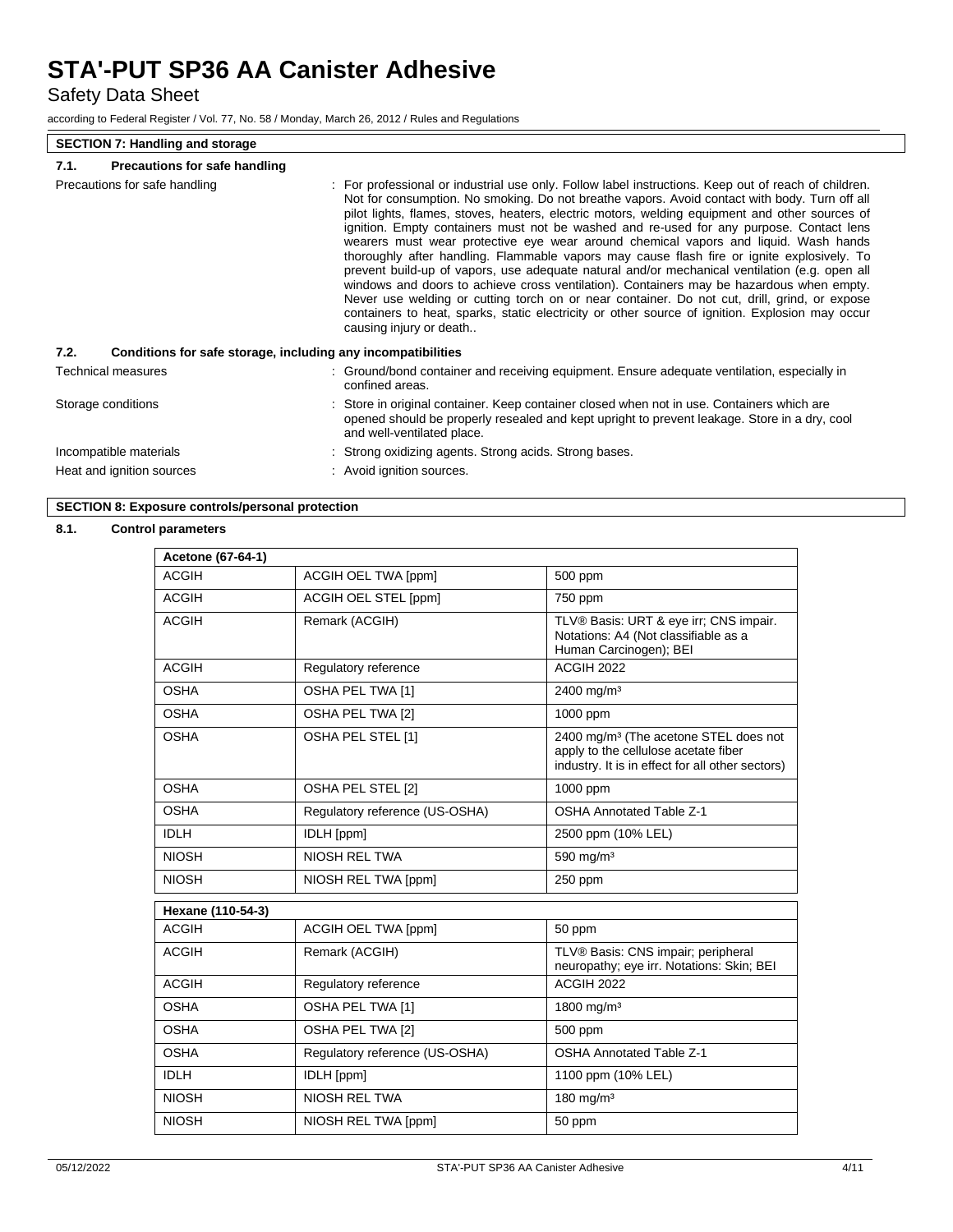## SECTION 7: Handling and storage

### 7.1. Precautions for safe handling

Precautions for safe handling : For professional or industrial use only. Follow label instructions. Keep out of reach of children. Not for consumption. No smoking. Do not breathe vapors. Avoid contact with body. Turn off all pilot lights, flames, stoves, heaters, electric motors, welding equipment and other sources of ignition. Empty containers must not be washed and re-used for any purpose. Contact lens wearers must wear protective eye wear around chemical vapors and liquid. Wash hands thoroughly after handling. Flammable vapors may cause flash fire or ignite explosively. To prevent build-up of vapors, use adequate natural and/or mechanical ventilation (e.g. open all windows and doors to achieve cross ventilation). Containers may be hazardous when empty. Never use welding or cutting torch on or near container. Do not cut, drill, grind, or expose containers to heat, sparks, static electricity or other source of ignition. Explosion may occur causing injury or death..

### 7.2. Conditions for safe storage, including any incompatibilities

Technical measures : Ground/bond container and receiving equipment. Ensure adequate ventilation, especially in confined areas.

Storage conditions : Store in original container. Keep container closed when not in use. Containers which are opened should be properly resealed and kept upright to prevent leakage. Store in a dry, cool and well-ventilated place.

Incompatible materials : Strong oxidizing agents. Strong acids. Strong bases.

Heat and ignition sources : Avoid ignition sources.

## SECTION 8: Exposure controls/personal protection

### 8.1. Control parameters

| Acetone (67-64-1) | | |
|---|---|---|
| ACGIH | ACGIH OEL TWA [ppm] | 500 ppm |
| ACGIH | ACGIH OEL STEL [ppm] | 750 ppm |
| ACGIH | Remark (ACGIH) | TLV® Basis: URT & eye irr; CNS impair. Notations: A4 (Not classifiable as a Human Carcinogen); BEI |
| ACGIH | Regulatory reference | ACGIH 2022 |
| OSHA | OSHA PEL TWA [1] | 2400 mg/m³ |
| OSHA | OSHA PEL TWA [2] | 1000 ppm |
| OSHA | OSHA PEL STEL [1] | 2400 mg/m³ (The acetone STEL does not apply to the cellulose acetate fiber industry. It is in effect for all other sectors) |
| OSHA | OSHA PEL STEL [2] | 1000 ppm |
| OSHA | Regulatory reference (US-OSHA) | OSHA Annotated Table Z-1 |
| IDLH | IDLH [ppm] | 2500 ppm (10% LEL) |
| NIOSH | NIOSH REL TWA | 590 mg/m³ |
| NIOSH | NIOSH REL TWA [ppm] | 250 ppm |

| Hexane (110-54-3) | | |
|---|---|---|
| ACGIH | ACGIH OEL TWA [ppm] | 50 ppm |
| ACGIH | Remark (ACGIH) | TLV® Basis: CNS impair; peripheral neuropathy; eye irr. Notations: Skin; BEI |
| ACGIH | Regulatory reference | ACGIH 2022 |
| OSHA | OSHA PEL TWA [1] | 1800 mg/m³ |
| OSHA | OSHA PEL TWA [2] | 500 ppm |
| OSHA | Regulatory reference (US-OSHA) | OSHA Annotated Table Z-1 |
| IDLH | IDLH [ppm] | 1100 ppm (10% LEL) |
| NIOSH | NIOSH REL TWA | 180 mg/m³ |
| NIOSH | NIOSH REL TWA [ppm] | 50 ppm |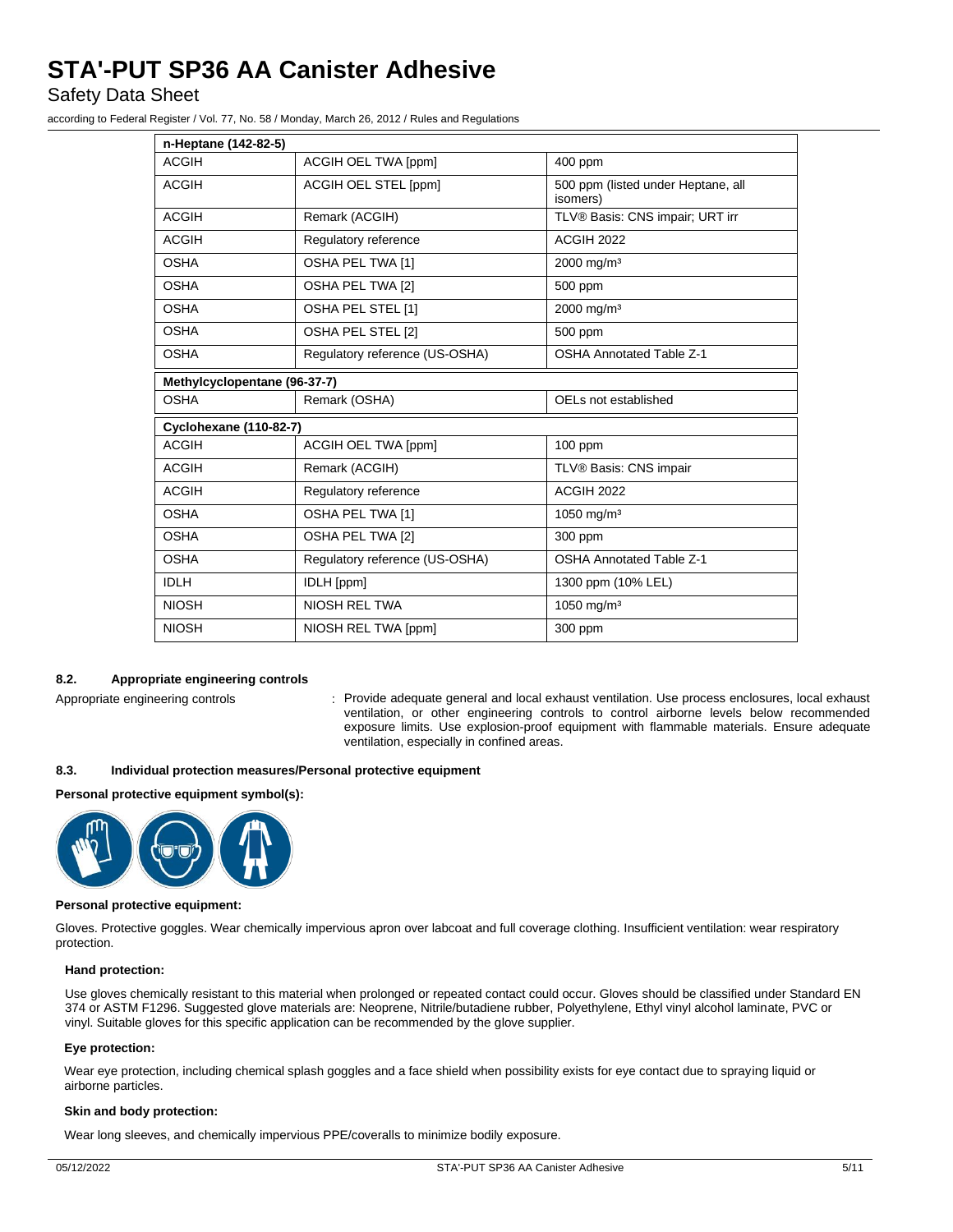| n-Heptane (142-82-5) | | |
|---|---|---|
| ACGIH | ACGIH OEL TWA [ppm] | 400 ppm |
| ACGIH | ACGIH OEL STEL [ppm] | 500 ppm (listed under Heptane, all isomers) |
| ACGIH | Remark (ACGIH) | TLV® Basis: CNS impair; URT irr |
| ACGIH | Regulatory reference | ACGIH 2022 |
| OSHA | OSHA PEL TWA [1] | 2000 mg/m³ |
| OSHA | OSHA PEL TWA [2] | 500 ppm |
| OSHA | OSHA PEL STEL [1] | 2000 mg/m³ |
| OSHA | OSHA PEL STEL [2] | 500 ppm |
| OSHA | Regulatory reference (US-OSHA) | OSHA Annotated Table Z-1 |

| Methylcyclopentane (96-37-7) | | |
|---|---|---|
| OSHA | Remark (OSHA) | OELs not established |

| Cyclohexane (110-82-7) | | |
|---|---|---|
| ACGIH | ACGIH OEL TWA [ppm] | 100 ppm |
| ACGIH | Remark (ACGIH) | TLV® Basis: CNS impair |
| ACGIH | Regulatory reference | ACGIH 2022 |
| OSHA | OSHA PEL TWA [1] | 1050 mg/m³ |
| OSHA | OSHA PEL TWA [2] | 300 ppm |
| OSHA | Regulatory reference (US-OSHA) | OSHA Annotated Table Z-1 |
| IDLH | IDLH [ppm] | 1300 ppm (10% LEL) |
| NIOSH | NIOSH REL TWA | 1050 mg/m³ |
| NIOSH | NIOSH REL TWA [ppm] | 300 ppm |

### 8.2. Appropriate engineering controls

Appropriate engineering controls : Provide adequate general and local exhaust ventilation. Use process enclosures, local exhaust ventilation, or other engineering controls to control airborne levels below recommended exposure limits. Use explosion-proof equipment with flammable materials. Ensure adequate ventilation, especially in confined areas.

### 8.3. Individual protection measures/Personal protective equipment

**Personal protective equipment symbol(s):**

**Personal protective equipment:**

Gloves. Protective goggles. Wear chemically impervious apron over labcoat and full coverage clothing. Insufficient ventilation: wear respiratory protection.

**Hand protection:**

Use gloves chemically resistant to this material when prolonged or repeated contact could occur. Gloves should be classified under Standard EN 374 or ASTM F1296. Suggested glove materials are: Neoprene, Nitrile/butadiene rubber, Polyethylene, Ethyl vinyl alcohol laminate, PVC or vinyl. Suitable gloves for this specific application can be recommended by the glove supplier.

**Eye protection:**

Wear eye protection, including chemical splash goggles and a face shield when possibility exists for eye contact due to spraying liquid or airborne particles.

**Skin and body protection:**

Wear long sleeves, and chemically impervious PPE/coveralls to minimize bodily exposure.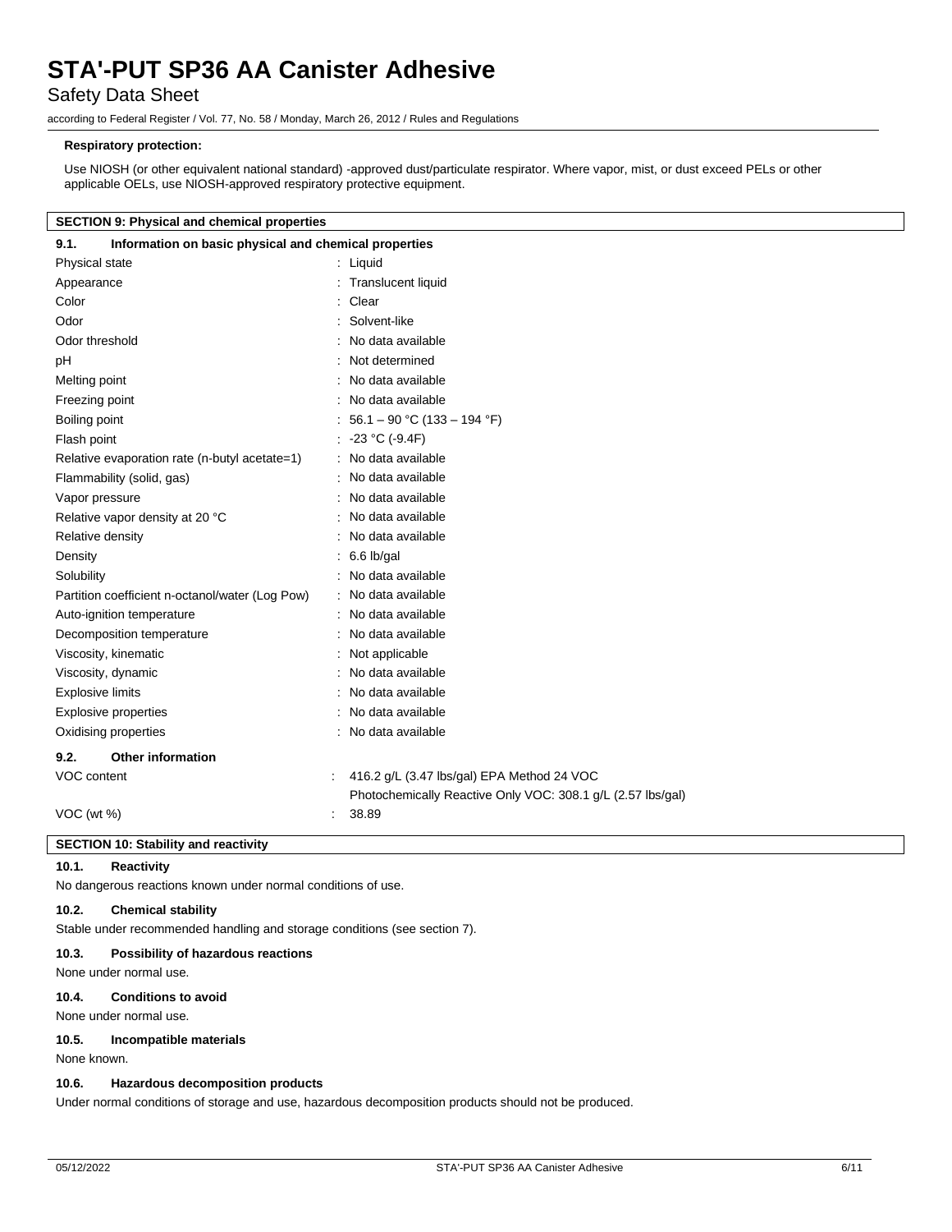**Respiratory protection:**

Use NIOSH (or other equivalent national standard) -approved dust/particulate respirator. Where vapor, mist, or dust exceed PELs or other applicable OELs, use NIOSH-approved respiratory protective equipment.

## SECTION 9: Physical and chemical properties

### 9.1. Information on basic physical and chemical properties

| Property | Value |
|---|---|
| Physical state | Liquid |
| Appearance | Translucent liquid |
| Color | Clear |
| Odor | Solvent-like |
| Odor threshold | No data available |
| pH | Not determined |
| Melting point | No data available |
| Freezing point | No data available |
| Boiling point | 56.1 – 90 °C (133 – 194 °F) |
| Flash point | -23 °C (-9.4F) |
| Relative evaporation rate (n-butyl acetate=1) | No data available |
| Flammability (solid, gas) | No data available |
| Vapor pressure | No data available |
| Relative vapor density at 20 °C | No data available |
| Relative density | No data available |
| Density | 6.6 lb/gal |
| Solubility | No data available |
| Partition coefficient n-octanol/water (Log Pow) | No data available |
| Auto-ignition temperature | No data available |
| Decomposition temperature | No data available |
| Viscosity, kinematic | Not applicable |
| Viscosity, dynamic | No data available |
| Explosive limits | No data available |
| Explosive properties | No data available |
| Oxidising properties | No data available |

### 9.2. Other information

| Property | Value |
|---|---|
| VOC content | 416.2 g/L (3.47 lbs/gal) EPA Method 24 VOC<br>Photochemically Reactive Only VOC: 308.1 g/L (2.57 lbs/gal) |
| VOC (wt %) | 38.89 |

## SECTION 10: Stability and reactivity

### 10.1. Reactivity

No dangerous reactions known under normal conditions of use.

### 10.2. Chemical stability

Stable under recommended handling and storage conditions (see section 7).

### 10.3. Possibility of hazardous reactions

None under normal use.

### 10.4. Conditions to avoid

None under normal use.

### 10.5. Incompatible materials

None known.

### 10.6. Hazardous decomposition products

Under normal conditions of storage and use, hazardous decomposition products should not be produced.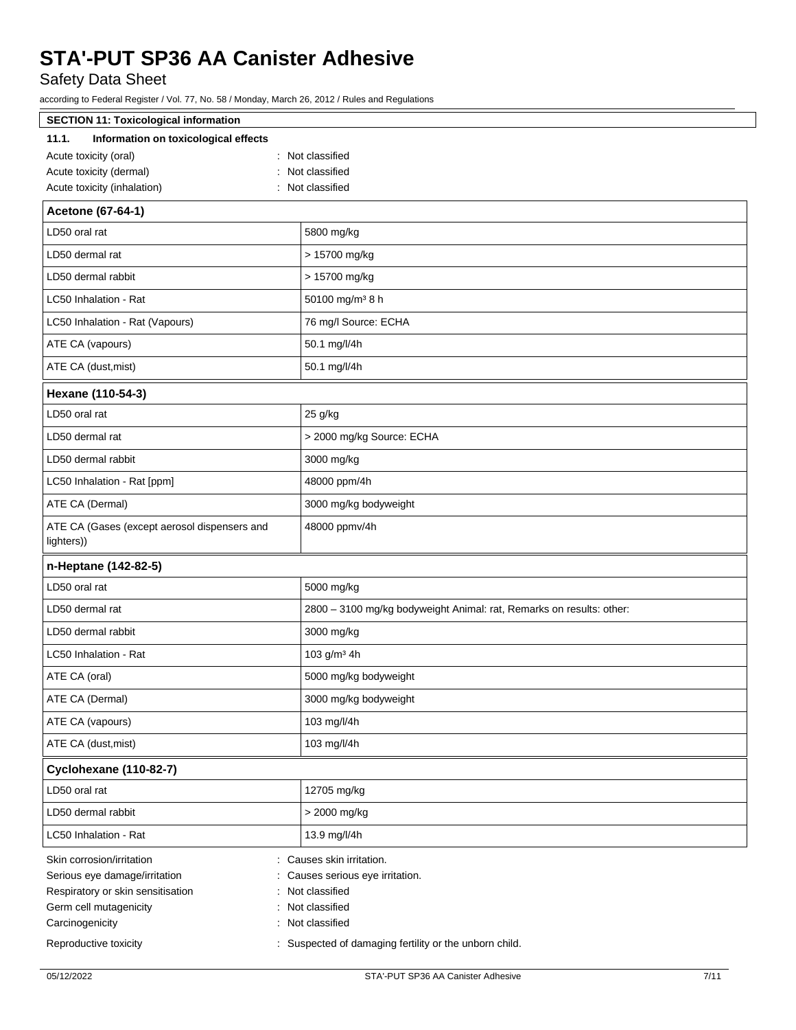# STA'-PUT SP36 AA Canister Adhesive

Safety Data Sheet

according to Federal Register / Vol. 77, No. 58 / Monday, March 26, 2012 / Rules and Regulations

## SECTION 11: Toxicological information

### 11.1. Information on toxicological effects

Acute toxicity (oral) : Not classified

Acute toxicity (dermal) : Not classified

Acute toxicity (inhalation) : Not classified

| Acetone (67-64-1) | |
|---|---|
| LD50 oral rat | 5800 mg/kg |
| LD50 dermal rat | > 15700 mg/kg |
| LD50 dermal rabbit | > 15700 mg/kg |
| LC50 Inhalation - Rat | 50100 mg/m³ 8 h |
| LC50 Inhalation - Rat (Vapours) | 76 mg/l Source: ECHA |
| ATE CA (vapours) | 50.1 mg/l/4h |
| ATE CA (dust,mist) | 50.1 mg/l/4h |

| Hexane (110-54-3) | |
|---|---|
| LD50 oral rat | 25 g/kg |
| LD50 dermal rat | > 2000 mg/kg Source: ECHA |
| LD50 dermal rabbit | 3000 mg/kg |
| LC50 Inhalation - Rat [ppm] | 48000 ppm/4h |
| ATE CA (Dermal) | 3000 mg/kg bodyweight |
| ATE CA (Gases (except aerosol dispensers and lighters)) | 48000 ppmv/4h |

| n-Heptane (142-82-5) | |
|---|---|
| LD50 oral rat | 5000 mg/kg |
| LD50 dermal rat | 2800 – 3100 mg/kg bodyweight Animal: rat, Remarks on results: other: |
| LD50 dermal rabbit | 3000 mg/kg |
| LC50 Inhalation - Rat | 103 g/m³ 4h |
| ATE CA (oral) | 5000 mg/kg bodyweight |
| ATE CA (Dermal) | 3000 mg/kg bodyweight |
| ATE CA (vapours) | 103 mg/l/4h |
| ATE CA (dust,mist) | 103 mg/l/4h |

| Cyclohexane (110-82-7) | |
|---|---|
| LD50 oral rat | 12705 mg/kg |
| LD50 dermal rabbit | > 2000 mg/kg |
| LC50 Inhalation - Rat | 13.9 mg/l/4h |

Skin corrosion/irritation : Causes skin irritation.

Serious eye damage/irritation : Causes serious eye irritation.

Respiratory or skin sensitisation : Not classified

Germ cell mutagenicity : Not classified

Carcinogenicity : Not classified

Reproductive toxicity : Suspected of damaging fertility or the unborn child.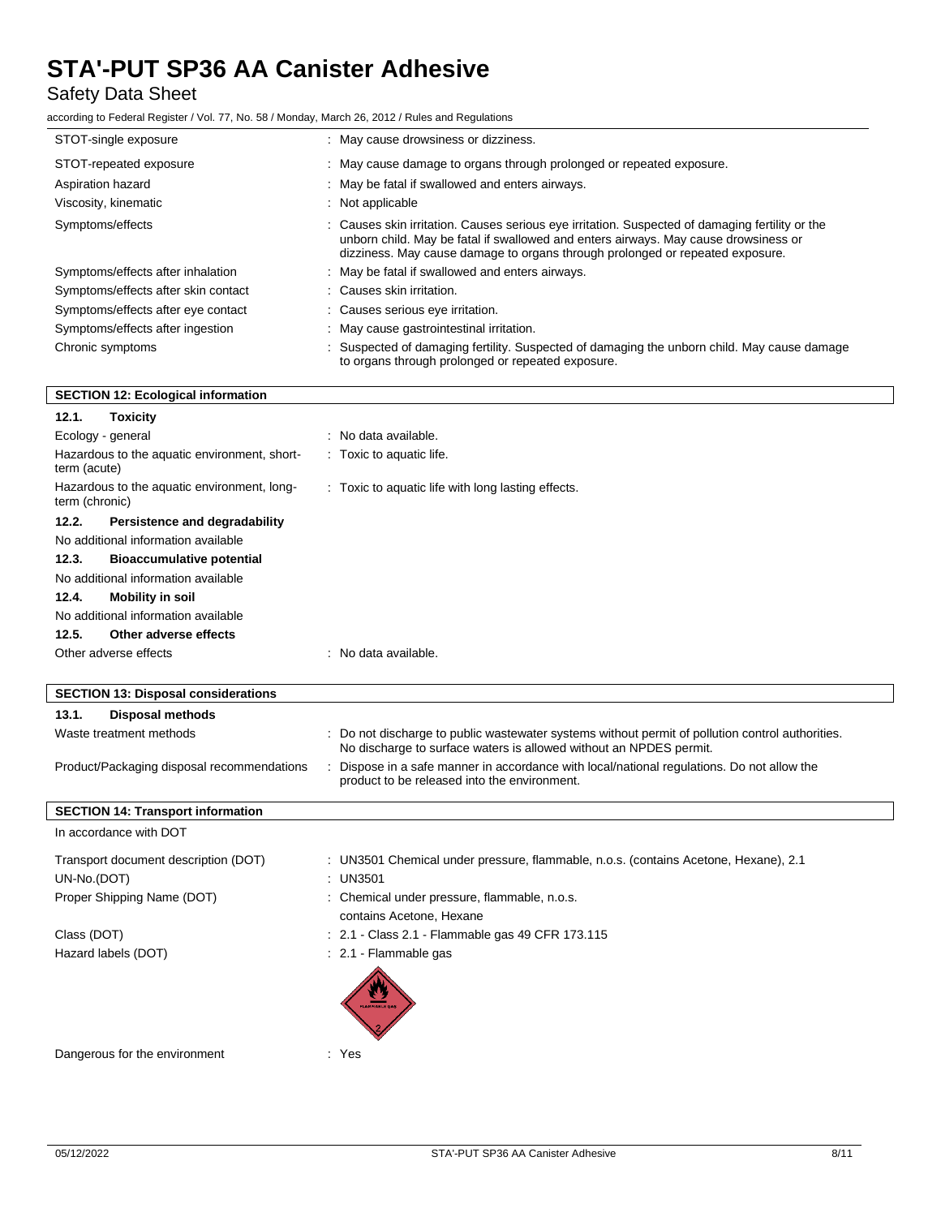| | |
|---|---|
| STOT-single exposure | : May cause drowsiness or dizziness. |
| STOT-repeated exposure | : May cause damage to organs through prolonged or repeated exposure. |
| Aspiration hazard | : May be fatal if swallowed and enters airways. |
| Viscosity, kinematic | : Not applicable |
| Symptoms/effects | : Causes skin irritation. Causes serious eye irritation. Suspected of damaging fertility or the unborn child. May be fatal if swallowed and enters airways. May cause drowsiness or dizziness. May cause damage to organs through prolonged or repeated exposure. |
| Symptoms/effects after inhalation | : May be fatal if swallowed and enters airways. |
| Symptoms/effects after skin contact | : Causes skin irritation. |
| Symptoms/effects after eye contact | : Causes serious eye irritation. |
| Symptoms/effects after ingestion | : May cause gastrointestinal irritation. |
| Chronic symptoms | : Suspected of damaging fertility. Suspected of damaging the unborn child. May cause damage to organs through prolonged or repeated exposure. |

## SECTION 12: Ecological information

### 12.1. Toxicity

| | |
|---|---|
| Ecology - general | : No data available. |
| Hazardous to the aquatic environment, short-term (acute) | : Toxic to aquatic life. |
| Hazardous to the aquatic environment, long-term (chronic) | : Toxic to aquatic life with long lasting effects. |

### 12.2. Persistence and degradability

No additional information available

### 12.3. Bioaccumulative potential

No additional information available

### 12.4. Mobility in soil

No additional information available

### 12.5. Other adverse effects

| | |
|---|---|
| Other adverse effects | : No data available. |

## SECTION 13: Disposal considerations

### 13.1. Disposal methods

| | |
|---|---|
| Waste treatment methods | : Do not discharge to public wastewater systems without permit of pollution control authorities. No discharge to surface waters is allowed without an NPDES permit. |
| Product/Packaging disposal recommendations | : Dispose in a safe manner in accordance with local/national regulations. Do not allow the product to be released into the environment. |

## SECTION 14: Transport information

In accordance with DOT

| | |
|---|---|
| Transport document description (DOT) | : UN3501 Chemical under pressure, flammable, n.o.s. (contains Acetone, Hexane), 2.1 |
| UN-No.(DOT) | : UN3501 |
| Proper Shipping Name (DOT) | : Chemical under pressure, flammable, n.o.s. contains Acetone, Hexane |
| Class (DOT) | : 2.1 - Class 2.1 - Flammable gas 49 CFR 173.115 |
| Hazard labels (DOT) | : 2.1 - Flammable gas |
| Dangerous for the environment | : Yes |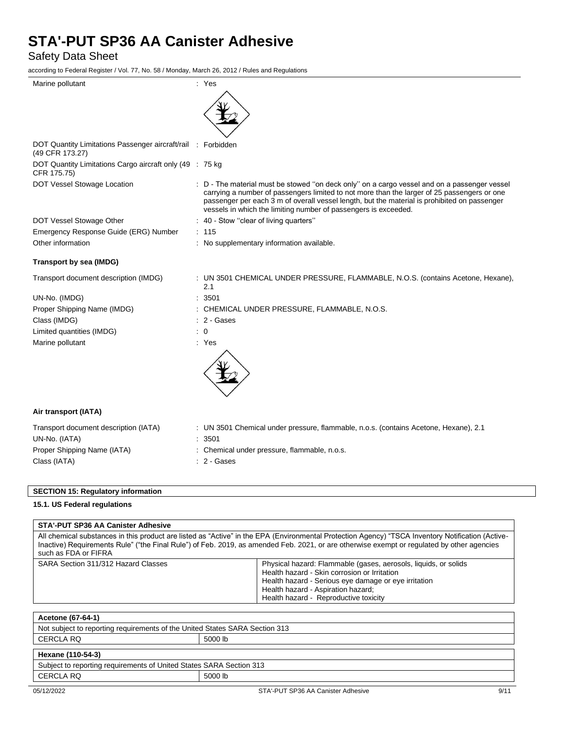| | |
|---|---|
| Marine pollutant | : Yes |
| DOT Quantity Limitations Passenger aircraft/rail (49 CFR 173.27) | : Forbidden |
| DOT Quantity Limitations Cargo aircraft only (49 CFR 175.75) | : 75 kg |
| DOT Vessel Stowage Location | : D - The material must be stowed ''on deck only'' on a cargo vessel and on a passenger vessel carrying a number of passengers limited to not more than the larger of 25 passengers or one passenger per each 3 m of overall vessel length, but the material is prohibited on passenger vessels in which the limiting number of passengers is exceeded. |
| DOT Vessel Stowage Other | : 40 - Stow ''clear of living quarters'' |
| Emergency Response Guide (ERG) Number | : 115 |
| Other information | : No supplementary information available. |

**Transport by sea (IMDG)**

| | |
|---|---|
| Transport document description (IMDG) | : UN 3501 CHEMICAL UNDER PRESSURE, FLAMMABLE, N.O.S. (contains Acetone, Hexane), 2.1 |
| UN-No. (IMDG) | : 3501 |
| Proper Shipping Name (IMDG) | : CHEMICAL UNDER PRESSURE, FLAMMABLE, N.O.S. |
| Class (IMDG) | : 2 - Gases |
| Limited quantities (IMDG) | : 0 |
| Marine pollutant | : Yes |

**Air transport (IATA)**

| | |
|---|---|
| Transport document description (IATA) | : UN 3501 Chemical under pressure, flammable, n.o.s. (contains Acetone, Hexane), 2.1 |
| UN-No. (IATA) | : 3501 |
| Proper Shipping Name (IATA) | : Chemical under pressure, flammable, n.o.s. |
| Class (IATA) | : 2 - Gases |

## SECTION 15: Regulatory information

### 15.1. US Federal regulations

| STA'-PUT SP36 AA Canister Adhesive | |
|---|---|
| All chemical substances in this product are listed as "Active" in the EPA (Environmental Protection Agency) "TSCA Inventory Notification (Active-Inactive) Requirements Rule" ("the Final Rule") of Feb. 2019, as amended Feb. 2021, or are otherwise exempt or regulated by other agencies such as FDA or FIFRA | |
| SARA Section 311/312 Hazard Classes | Physical hazard: Flammable (gases, aerosols, liquids, or solids<br>Health hazard - Skin corrosion or Irritation<br>Health hazard - Serious eye damage or eye irritation<br>Health hazard - Aspiration hazard;<br>Health hazard - Reproductive toxicity |

| Acetone (67-64-1) | |
|---|---|
| Not subject to reporting requirements of the United States SARA Section 313 | |
| CERCLA RQ | 5000 lb |

| Hexane (110-54-3) | |
|---|---|
| Subject to reporting requirements of United States SARA Section 313 | |
| CERCLA RQ | 5000 lb |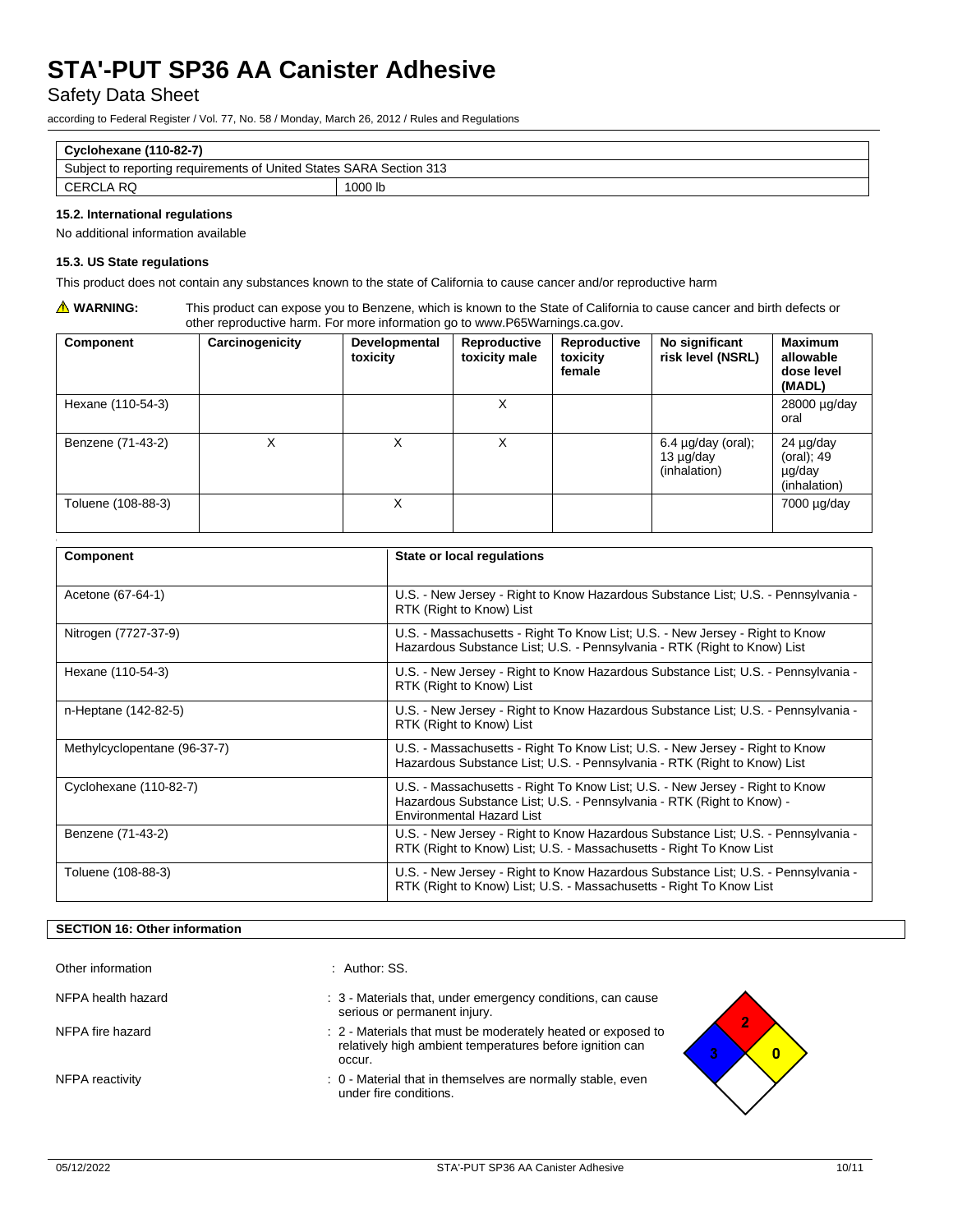| Cyclohexane (110-82-7) | |
|---|---|
| Subject to reporting requirements of United States SARA Section 313 | |
| CERCLA RQ | 1000 lb |

### 15.2. International regulations

No additional information available

### 15.3. US State regulations

This product does not contain any substances known to the state of California to cause cancer and/or reproductive harm

⚠ **WARNING:** This product can expose you to Benzene, which is known to the State of California to cause cancer and birth defects or other reproductive harm. For more information go to www.P65Warnings.ca.gov.

| Component | Carcinogenicity | Developmental toxicity | Reproductive toxicity male | Reproductive toxicity female | No significant risk level (NSRL) | Maximum allowable dose level (MADL) |
|---|---|---|---|---|---|---|
| Hexane (110-54-3) | | | X | | | 28000 µg/day oral |
| Benzene (71-43-2) | X | X | X | | 6.4 µg/day (oral); 13 µg/day (inhalation) | 24 µg/day (oral); 49 µg/day (inhalation) |
| Toluene (108-88-3) | | X | | | | 7000 µg/day |

| Component | State or local regulations |
|---|---|
| Acetone (67-64-1) | U.S. - New Jersey - Right to Know Hazardous Substance List; U.S. - Pennsylvania - RTK (Right to Know) List |
| Nitrogen (7727-37-9) | U.S. - Massachusetts - Right To Know List; U.S. - New Jersey - Right to Know Hazardous Substance List; U.S. - Pennsylvania - RTK (Right to Know) List |
| Hexane (110-54-3) | U.S. - New Jersey - Right to Know Hazardous Substance List; U.S. - Pennsylvania - RTK (Right to Know) List |
| n-Heptane (142-82-5) | U.S. - New Jersey - Right to Know Hazardous Substance List; U.S. - Pennsylvania - RTK (Right to Know) List |
| Methylcyclopentane (96-37-7) | U.S. - Massachusetts - Right To Know List; U.S. - New Jersey - Right to Know Hazardous Substance List; U.S. - Pennsylvania - RTK (Right to Know) List |
| Cyclohexane (110-82-7) | U.S. - Massachusetts - Right To Know List; U.S. - New Jersey - Right to Know Hazardous Substance List; U.S. - Pennsylvania - RTK (Right to Know) - Environmental Hazard List |
| Benzene (71-43-2) | U.S. - New Jersey - Right to Know Hazardous Substance List; U.S. - Pennsylvania - RTK (Right to Know) List; U.S. - Massachusetts - Right To Know List |
| Toluene (108-88-3) | U.S. - New Jersey - Right to Know Hazardous Substance List; U.S. - Pennsylvania - RTK (Right to Know) List; U.S. - Massachusetts - Right To Know List |

## SECTION 16: Other information

Other information : Author: SS.

NFPA health hazard : 3 - Materials that, under emergency conditions, can cause serious or permanent injury.

NFPA fire hazard : 2 - Materials that must be moderately heated or exposed to relatively high ambient temperatures before ignition can occur.

NFPA reactivity : 0 - Material that in themselves are normally stable, even under fire conditions.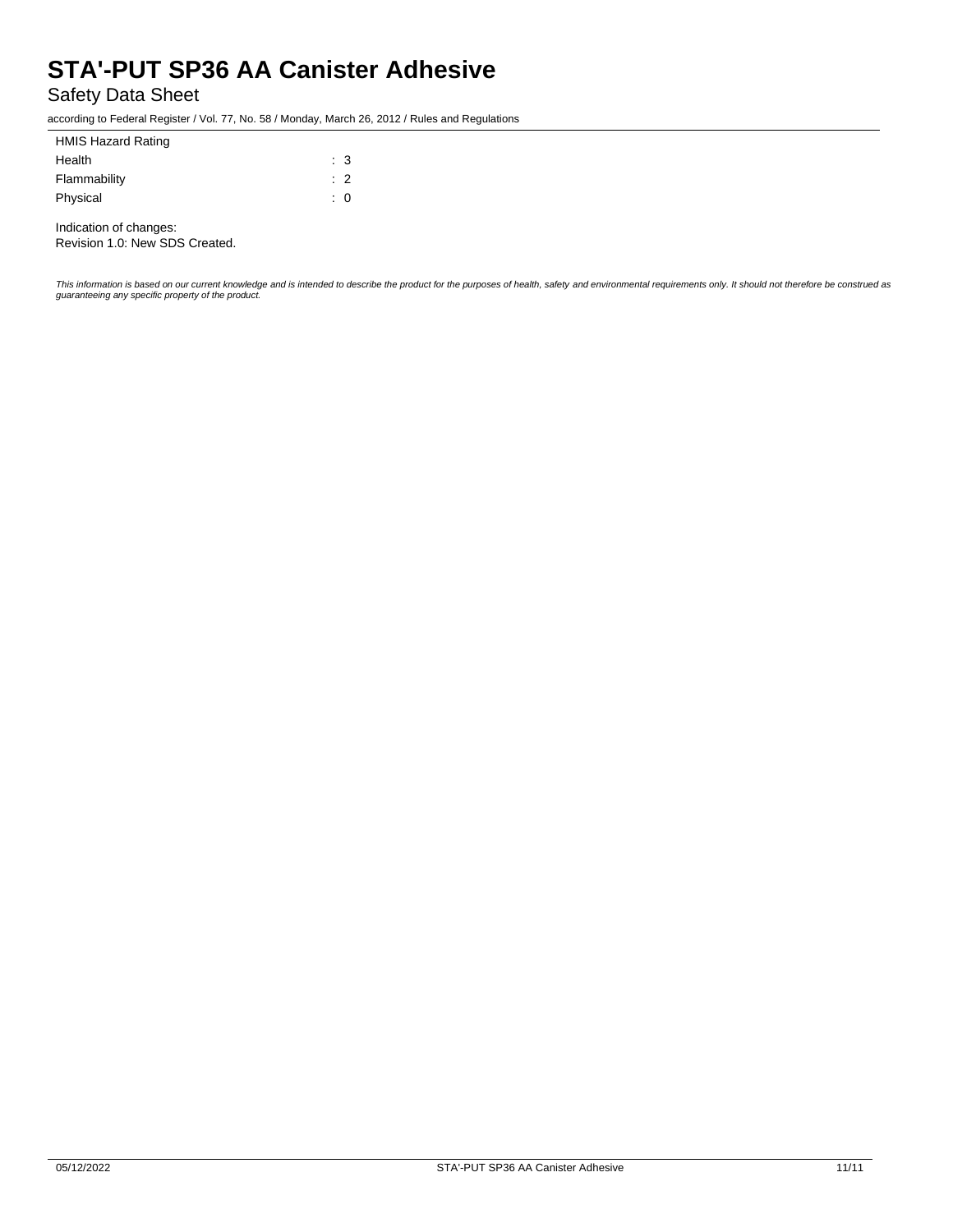HMIS Hazard Rating

| | |
|---|---|
| Health | : 3 |
| Flammability | : 2 |
| Physical | : 0 |

Indication of changes:
Revision 1.0: New SDS Created.

*This information is based on our current knowledge and is intended to describe the product for the purposes of health, safety and environmental requirements only. It should not therefore be construed as guaranteeing any specific property of the product.*